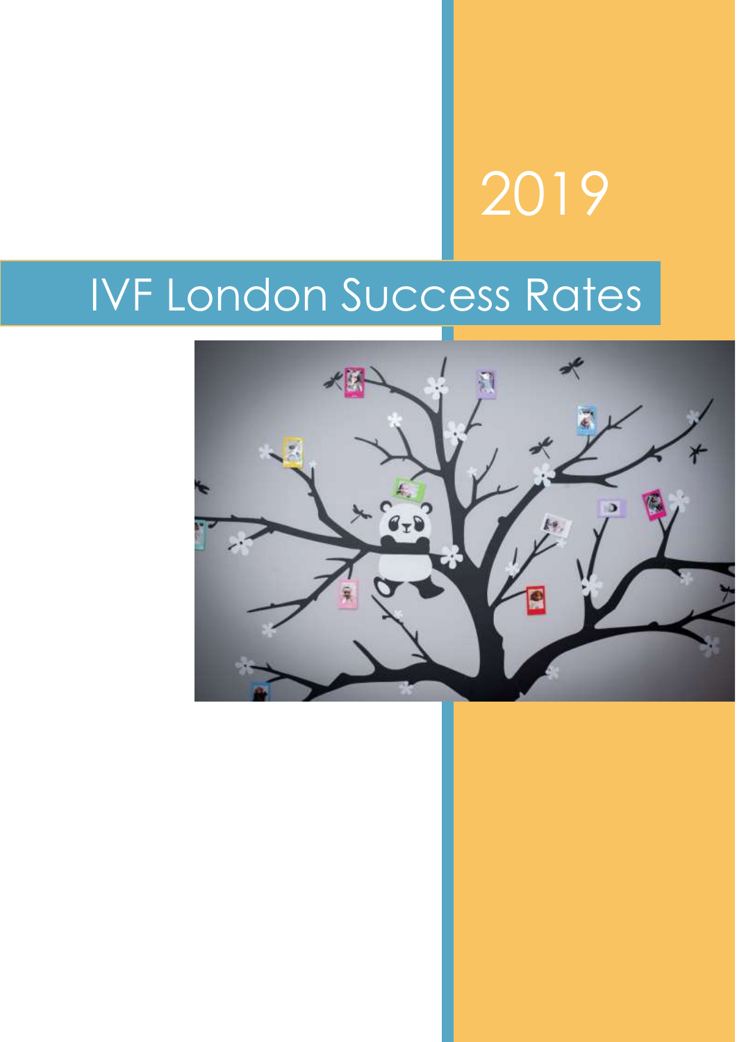2019

# IVF London Success Rates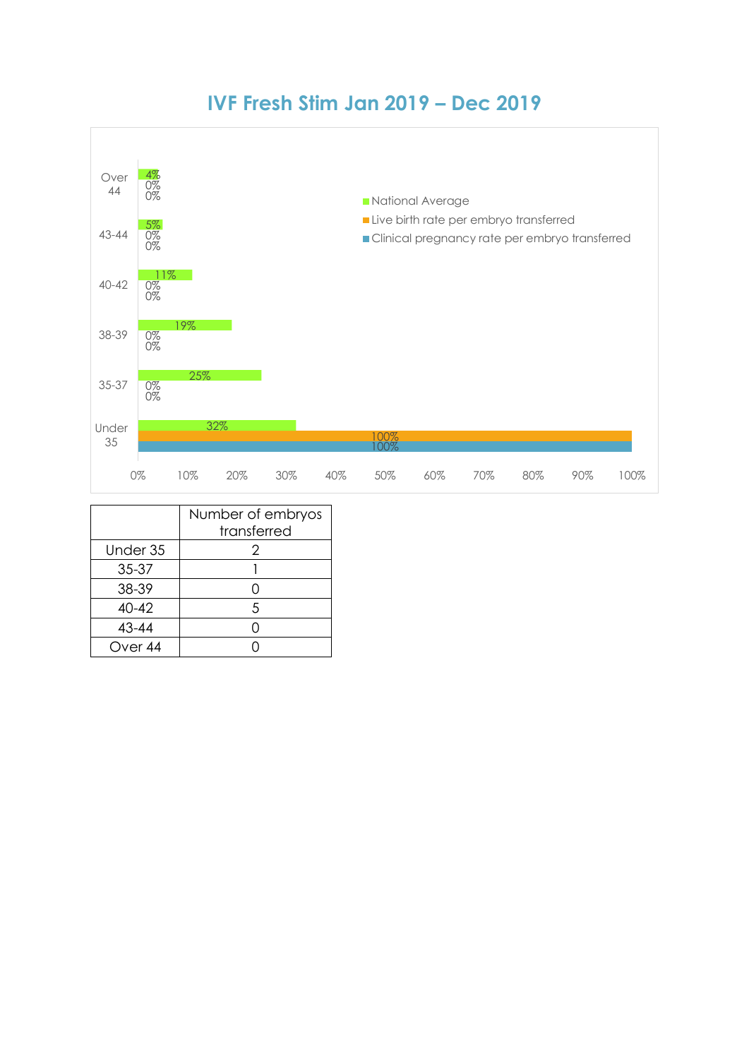# IVF Fresh Stim Jan 2019 – Dec 2019

National Average
Live birth rate per embryo transferred
Clinical pregnancy rate per embryo transferred

Over 44
4%
0%
0%

43-44
5%
0%
0%

40-42
11%
0%
0%

38-39
19%
0%
0%

35-37
25%
0%
0%

Under 35
32%
100%
100%

0% 10% 20% 30% 40% 50% 60% 70% 80% 90% 100%

| | Number of embryos transferred |
|---|---|
| Under 35 | 2 |
| 35-37 | 1 |
| 38-39 | 0 |
| 40-42 | 5 |
| 43-44 | 0 |
| Over 44 | 0 |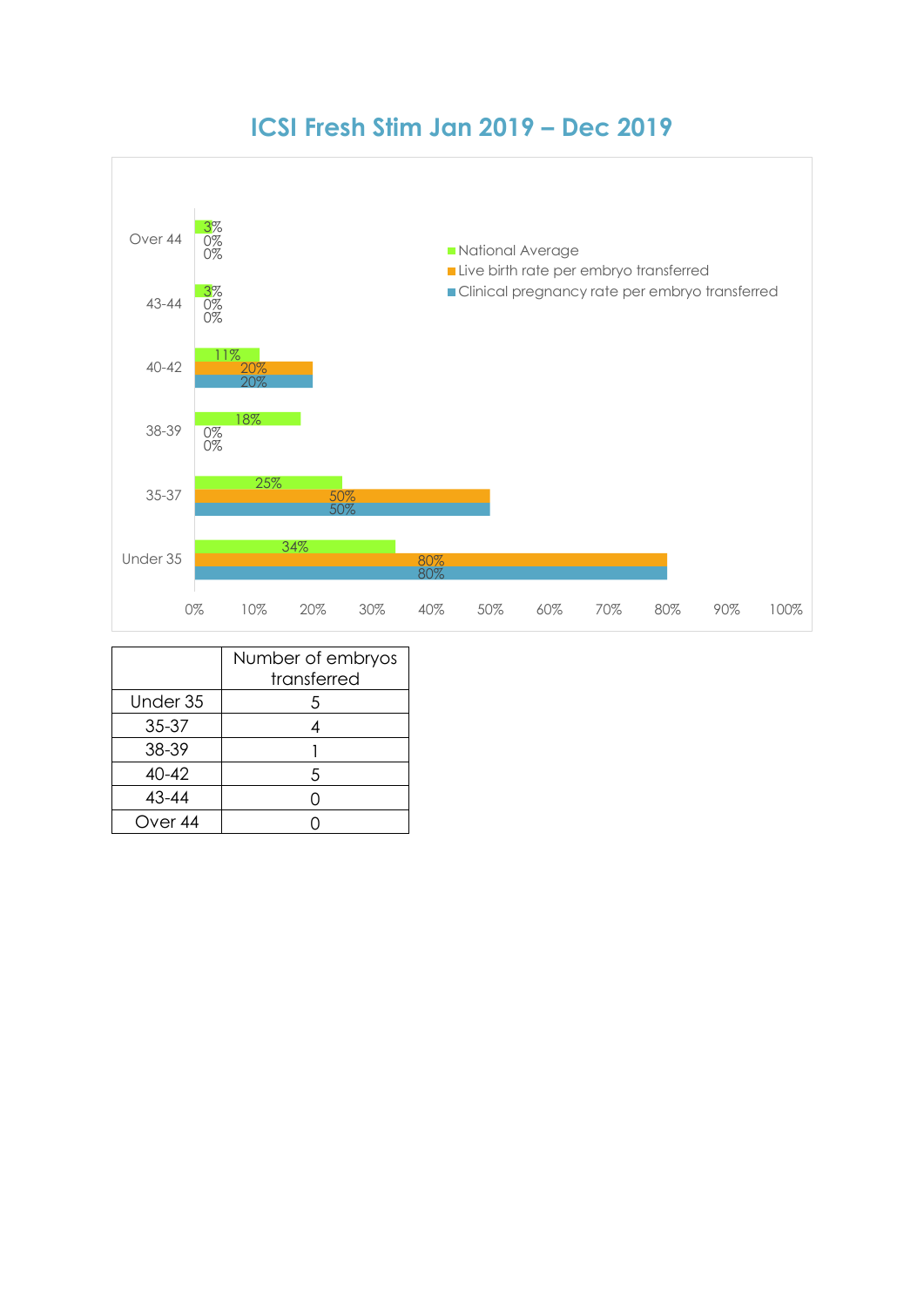# ICSI Fresh Stim Jan 2019 – Dec 2019

Over 44
3%
0%
0%

43-44
3%
0%
0%

40-42
11%
20%
20%

38-39
18%
0%
0%

35-37
25%
50%
50%

Under 35
34%
80%
80%

0% 10% 20% 30% 40% 50% 60% 70% 80% 90% 100%

National Average
Live birth rate per embryo transferred
Clinical pregnancy rate per embryo transferred

| | Number of embryos transferred |
|---|---|
| Under 35 | 5 |
| 35-37 | 4 |
| 38-39 | 1 |
| 40-42 | 5 |
| 43-44 | 0 |
| Over 44 | 0 |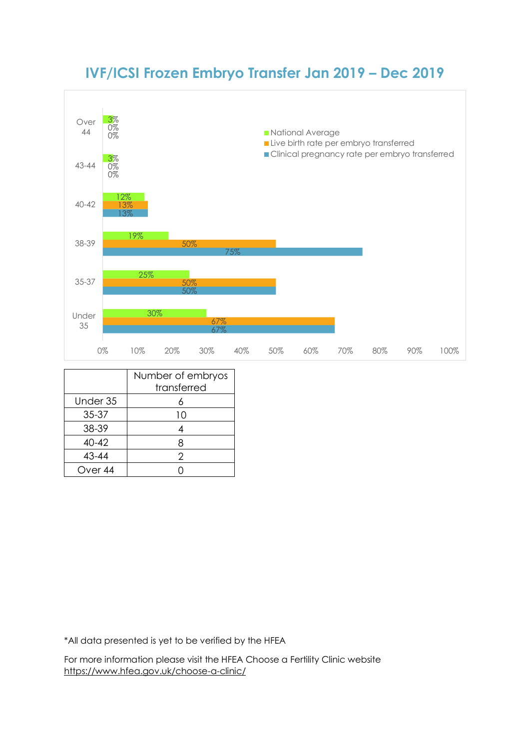# IVF/ICSI Frozen Embryo Transfer Jan 2019 – Dec 2019

National Average
Live birth rate per embryo transferred
Clinical pregnancy rate per embryo transferred

Over 44: 3% 0% 0%
43-44: 3% 0% 0%
40-42: 12% 13% 13%
38-39: 19% 50% 75%
35-37: 25% 50% 50%
Under 35: 30% 67% 67%

0% 10% 20% 30% 40% 50% 60% 70% 80% 90% 100%

| | Number of embryos transferred |
|---|---|
| Under 35 | 6 |
| 35-37 | 10 |
| 38-39 | 4 |
| 40-42 | 8 |
| 43-44 | 2 |
| Over 44 | 0 |

*All data presented is yet to be verified by the HFEA

For more information please visit the HFEA Choose a Fertility Clinic website
https://www.hfea.gov.uk/choose-a-clinic/